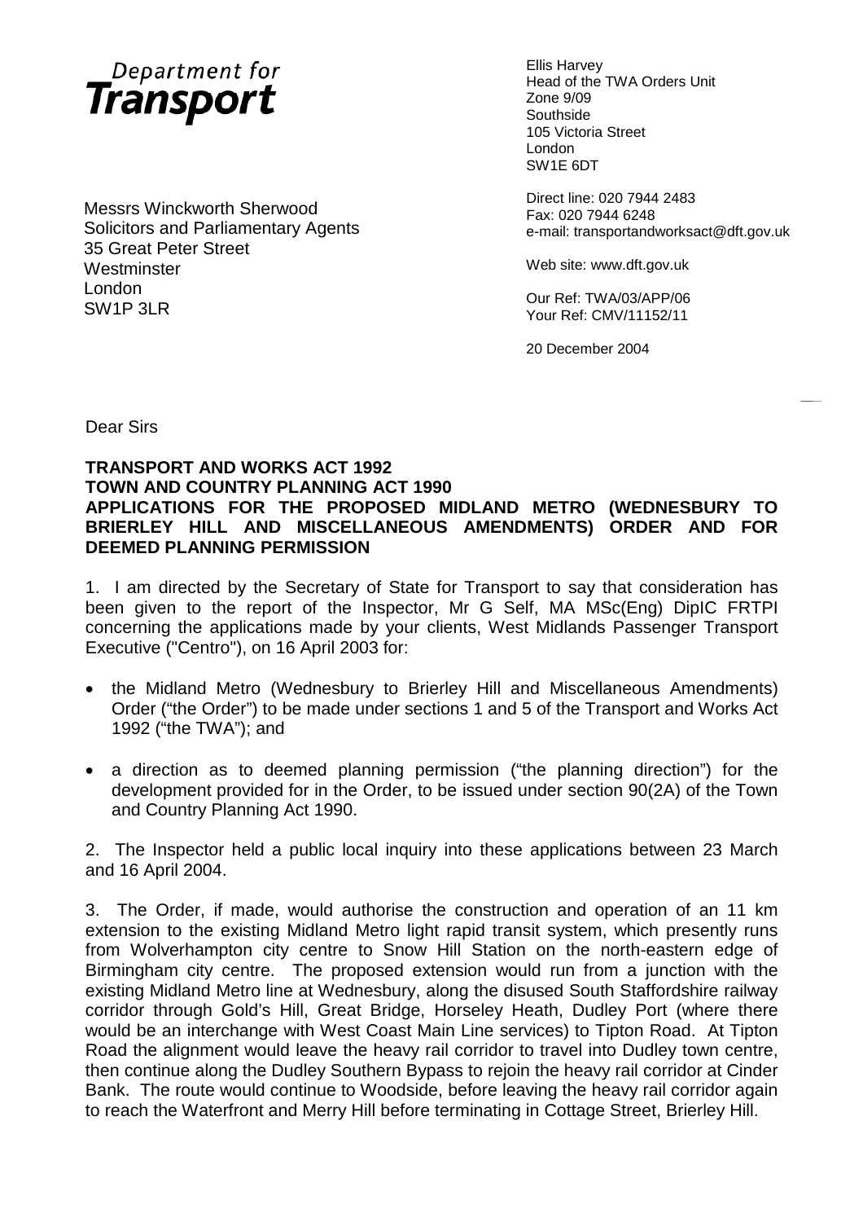Department for **Transport**

Ellis Harvey
Head of the TWA Orders Unit
Zone 9/09
Southside
105 Victoria Street
London
SW1E 6DT

Direct line: 020 7944 2483
Fax: 020 7944 6248
e-mail: transportandworksact@dft.gov.uk

Web site: www.dft.gov.uk

Our Ref: TWA/03/APP/06
Your Ref: CMV/11152/11

20 December 2004

Messrs Winckworth Sherwood
Solicitors and Parliamentary Agents
35 Great Peter Street
Westminster
London
SW1P 3LR

Dear Sirs

**TRANSPORT AND WORKS ACT 1992**
**TOWN AND COUNTRY PLANNING ACT 1990**
**APPLICATIONS FOR THE PROPOSED MIDLAND METRO (WEDNESBURY TO BRIERLEY HILL AND MISCELLANEOUS AMENDMENTS) ORDER AND FOR DEEMED PLANNING PERMISSION**

1. I am directed by the Secretary of State for Transport to say that consideration has been given to the report of the Inspector, Mr G Self, MA MSc(Eng) DipIC FRTPI concerning the applications made by your clients, West Midlands Passenger Transport Executive ("Centro"), on 16 April 2003 for:

- the Midland Metro (Wednesbury to Brierley Hill and Miscellaneous Amendments) Order ("the Order") to be made under sections 1 and 5 of the Transport and Works Act 1992 ("the TWA"); and
- a direction as to deemed planning permission ("the planning direction") for the development provided for in the Order, to be issued under section 90(2A) of the Town and Country Planning Act 1990.

2. The Inspector held a public local inquiry into these applications between 23 March and 16 April 2004.

3. The Order, if made, would authorise the construction and operation of an 11 km extension to the existing Midland Metro light rapid transit system, which presently runs from Wolverhampton city centre to Snow Hill Station on the north-eastern edge of Birmingham city centre. The proposed extension would run from a junction with the existing Midland Metro line at Wednesbury, along the disused South Staffordshire railway corridor through Gold's Hill, Great Bridge, Horseley Heath, Dudley Port (where there would be an interchange with West Coast Main Line services) to Tipton Road. At Tipton Road the alignment would leave the heavy rail corridor to travel into Dudley town centre, then continue along the Dudley Southern Bypass to rejoin the heavy rail corridor at Cinder Bank. The route would continue to Woodside, before leaving the heavy rail corridor again to reach the Waterfront and Merry Hill before terminating in Cottage Street, Brierley Hill.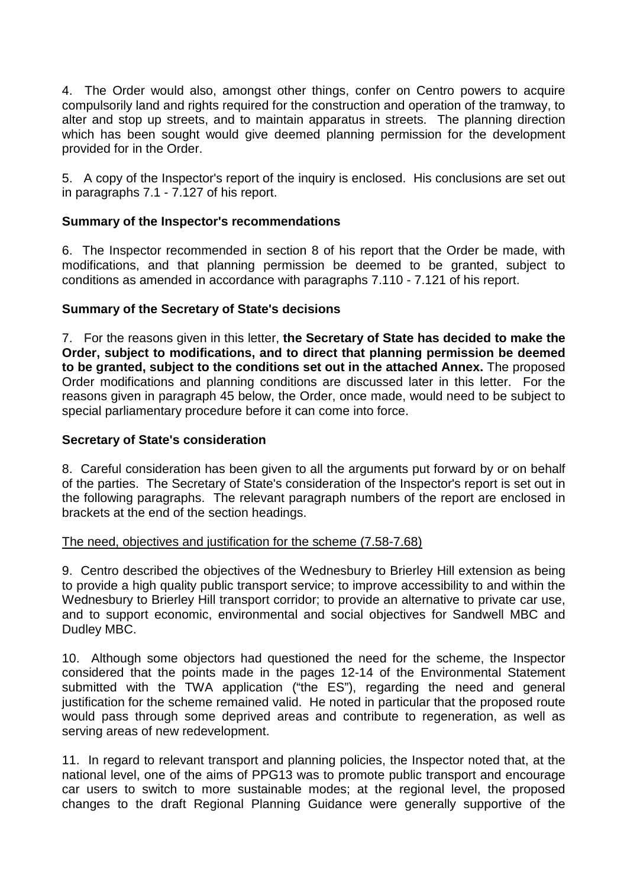4. The Order would also, amongst other things, confer on Centro powers to acquire compulsorily land and rights required for the construction and operation of the tramway, to alter and stop up streets, and to maintain apparatus in streets. The planning direction which has been sought would give deemed planning permission for the development provided for in the Order.

5. A copy of the Inspector's report of the inquiry is enclosed. His conclusions are set out in paragraphs 7.1 - 7.127 of his report.

**Summary of the Inspector's recommendations**

6. The Inspector recommended in section 8 of his report that the Order be made, with modifications, and that planning permission be deemed to be granted, subject to conditions as amended in accordance with paragraphs 7.110 - 7.121 of his report.

**Summary of the Secretary of State's decisions**

7. For the reasons given in this letter, **the Secretary of State has decided to make the Order, subject to modifications, and to direct that planning permission be deemed to be granted, subject to the conditions set out in the attached Annex.** The proposed Order modifications and planning conditions are discussed later in this letter. For the reasons given in paragraph 45 below, the Order, once made, would need to be subject to special parliamentary procedure before it can come into force.

**Secretary of State's consideration**

8. Careful consideration has been given to all the arguments put forward by or on behalf of the parties. The Secretary of State's consideration of the Inspector's report is set out in the following paragraphs. The relevant paragraph numbers of the report are enclosed in brackets at the end of the section headings.

<u>The need, objectives and justification for the scheme (7.58-7.68)</u>

9. Centro described the objectives of the Wednesbury to Brierley Hill extension as being to provide a high quality public transport service; to improve accessibility to and within the Wednesbury to Brierley Hill transport corridor; to provide an alternative to private car use, and to support economic, environmental and social objectives for Sandwell MBC and Dudley MBC.

10. Although some objectors had questioned the need for the scheme, the Inspector considered that the points made in the pages 12-14 of the Environmental Statement submitted with the TWA application ("the ES"), regarding the need and general justification for the scheme remained valid. He noted in particular that the proposed route would pass through some deprived areas and contribute to regeneration, as well as serving areas of new redevelopment.

11. In regard to relevant transport and planning policies, the Inspector noted that, at the national level, one of the aims of PPG13 was to promote public transport and encourage car users to switch to more sustainable modes; at the regional level, the proposed changes to the draft Regional Planning Guidance were generally supportive of the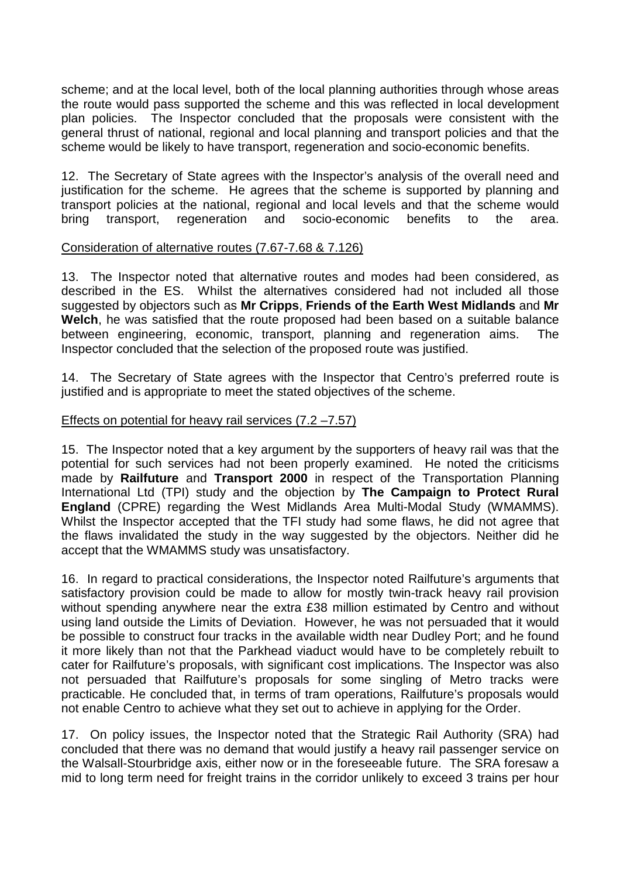scheme; and at the local level, both of the local planning authorities through whose areas the route would pass supported the scheme and this was reflected in local development plan policies. The Inspector concluded that the proposals were consistent with the general thrust of national, regional and local planning and transport policies and that the scheme would be likely to have transport, regeneration and socio-economic benefits.

12. The Secretary of State agrees with the Inspector's analysis of the overall need and justification for the scheme. He agrees that the scheme is supported by planning and transport policies at the national, regional and local levels and that the scheme would bring transport, regeneration and socio-economic benefits to the area.

Consideration of alternative routes (7.67-7.68 & 7.126)

13. The Inspector noted that alternative routes and modes had been considered, as described in the ES. Whilst the alternatives considered had not included all those suggested by objectors such as **Mr Cripps**, **Friends of the Earth West Midlands** and **Mr Welch**, he was satisfied that the route proposed had been based on a suitable balance between engineering, economic, transport, planning and regeneration aims. The Inspector concluded that the selection of the proposed route was justified.

14. The Secretary of State agrees with the Inspector that Centro's preferred route is justified and is appropriate to meet the stated objectives of the scheme.

Effects on potential for heavy rail services (7.2 –7.57)

15. The Inspector noted that a key argument by the supporters of heavy rail was that the potential for such services had not been properly examined. He noted the criticisms made by **Railfuture** and **Transport 2000** in respect of the Transportation Planning International Ltd (TPI) study and the objection by **The Campaign to Protect Rural England** (CPRE) regarding the West Midlands Area Multi-Modal Study (WMAMMS). Whilst the Inspector accepted that the TFI study had some flaws, he did not agree that the flaws invalidated the study in the way suggested by the objectors. Neither did he accept that the WMAMMS study was unsatisfactory.

16. In regard to practical considerations, the Inspector noted Railfuture's arguments that satisfactory provision could be made to allow for mostly twin-track heavy rail provision without spending anywhere near the extra £38 million estimated by Centro and without using land outside the Limits of Deviation. However, he was not persuaded that it would be possible to construct four tracks in the available width near Dudley Port; and he found it more likely than not that the Parkhead viaduct would have to be completely rebuilt to cater for Railfuture's proposals, with significant cost implications. The Inspector was also not persuaded that Railfuture's proposals for some singling of Metro tracks were practicable. He concluded that, in terms of tram operations, Railfuture's proposals would not enable Centro to achieve what they set out to achieve in applying for the Order.

17. On policy issues, the Inspector noted that the Strategic Rail Authority (SRA) had concluded that there was no demand that would justify a heavy rail passenger service on the Walsall-Stourbridge axis, either now or in the foreseeable future. The SRA foresaw a mid to long term need for freight trains in the corridor unlikely to exceed 3 trains per hour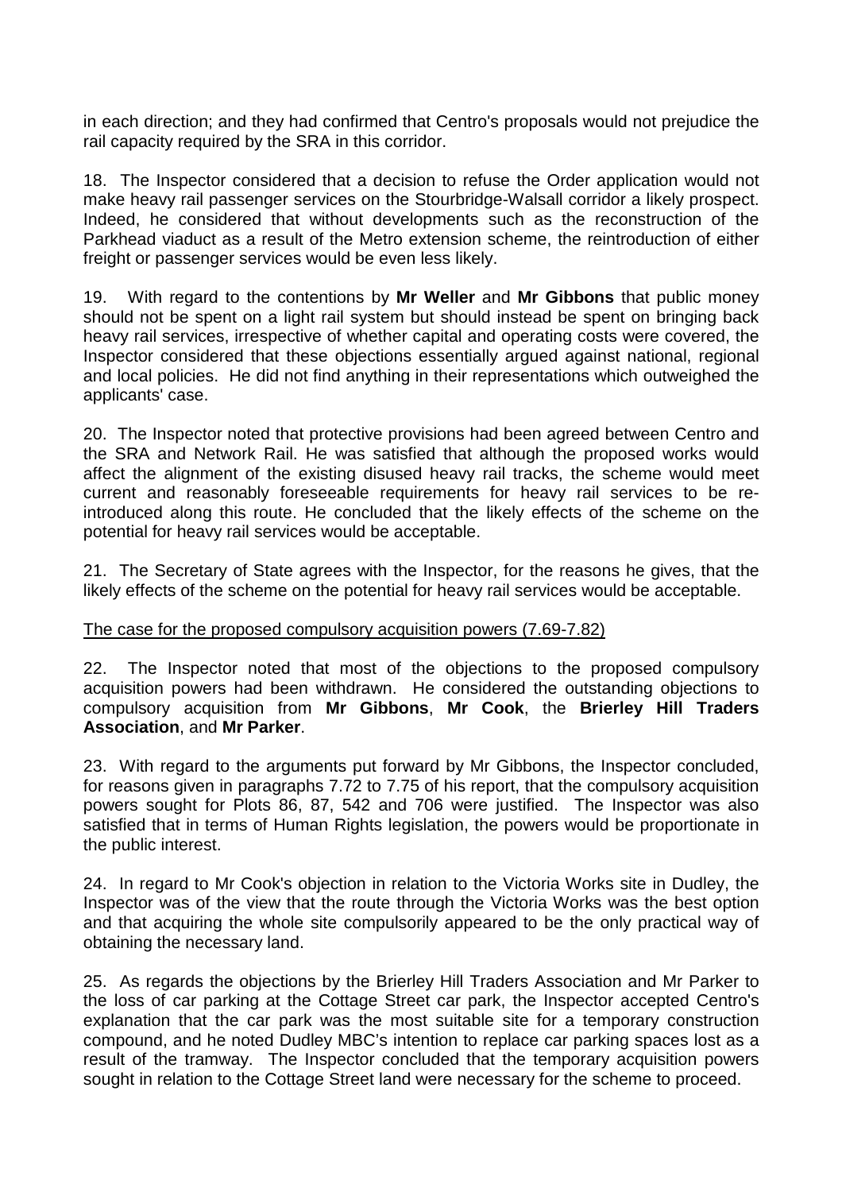in each direction; and they had confirmed that Centro's proposals would not prejudice the rail capacity required by the SRA in this corridor.

18. The Inspector considered that a decision to refuse the Order application would not make heavy rail passenger services on the Stourbridge-Walsall corridor a likely prospect. Indeed, he considered that without developments such as the reconstruction of the Parkhead viaduct as a result of the Metro extension scheme, the reintroduction of either freight or passenger services would be even less likely.

19. With regard to the contentions by **Mr Weller** and **Mr Gibbons** that public money should not be spent on a light rail system but should instead be spent on bringing back heavy rail services, irrespective of whether capital and operating costs were covered, the Inspector considered that these objections essentially argued against national, regional and local policies. He did not find anything in their representations which outweighed the applicants' case.

20. The Inspector noted that protective provisions had been agreed between Centro and the SRA and Network Rail. He was satisfied that although the proposed works would affect the alignment of the existing disused heavy rail tracks, the scheme would meet current and reasonably foreseeable requirements for heavy rail services to be re-introduced along this route. He concluded that the likely effects of the scheme on the potential for heavy rail services would be acceptable.

21. The Secretary of State agrees with the Inspector, for the reasons he gives, that the likely effects of the scheme on the potential for heavy rail services would be acceptable.

<u>The case for the proposed compulsory acquisition powers (7.69-7.82)</u>

22. The Inspector noted that most of the objections to the proposed compulsory acquisition powers had been withdrawn. He considered the outstanding objections to compulsory acquisition from **Mr Gibbons**, **Mr Cook**, the **Brierley Hill Traders Association**, and **Mr Parker**.

23. With regard to the arguments put forward by Mr Gibbons, the Inspector concluded, for reasons given in paragraphs 7.72 to 7.75 of his report, that the compulsory acquisition powers sought for Plots 86, 87, 542 and 706 were justified. The Inspector was also satisfied that in terms of Human Rights legislation, the powers would be proportionate in the public interest.

24. In regard to Mr Cook's objection in relation to the Victoria Works site in Dudley, the Inspector was of the view that the route through the Victoria Works was the best option and that acquiring the whole site compulsorily appeared to be the only practical way of obtaining the necessary land.

25. As regards the objections by the Brierley Hill Traders Association and Mr Parker to the loss of car parking at the Cottage Street car park, the Inspector accepted Centro's explanation that the car park was the most suitable site for a temporary construction compound, and he noted Dudley MBC's intention to replace car parking spaces lost as a result of the tramway. The Inspector concluded that the temporary acquisition powers sought in relation to the Cottage Street land were necessary for the scheme to proceed.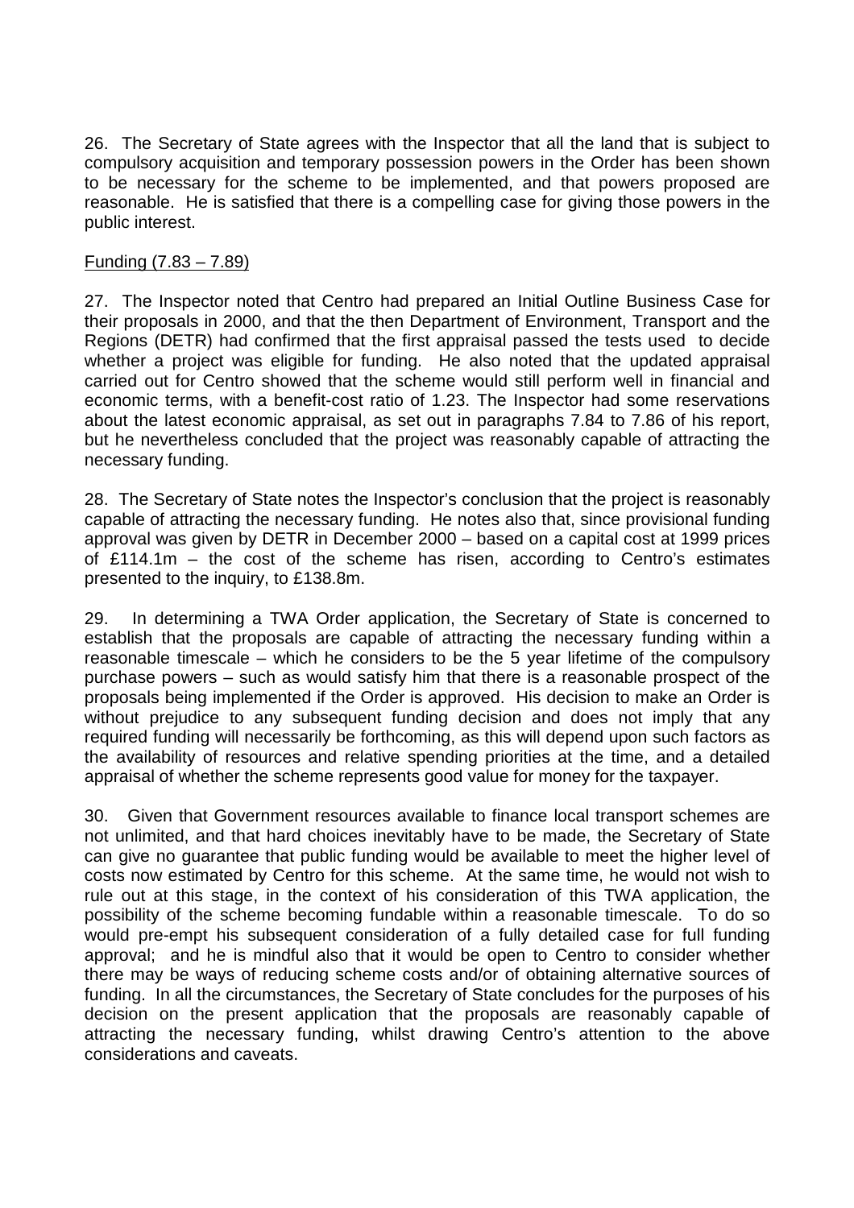26. The Secretary of State agrees with the Inspector that all the land that is subject to compulsory acquisition and temporary possession powers in the Order has been shown to be necessary for the scheme to be implemented, and that powers proposed are reasonable. He is satisfied that there is a compelling case for giving those powers in the public interest.

<u>Funding (7.83 – 7.89)</u>

27. The Inspector noted that Centro had prepared an Initial Outline Business Case for their proposals in 2000, and that the then Department of Environment, Transport and the Regions (DETR) had confirmed that the first appraisal passed the tests used to decide whether a project was eligible for funding. He also noted that the updated appraisal carried out for Centro showed that the scheme would still perform well in financial and economic terms, with a benefit-cost ratio of 1.23. The Inspector had some reservations about the latest economic appraisal, as set out in paragraphs 7.84 to 7.86 of his report, but he nevertheless concluded that the project was reasonably capable of attracting the necessary funding.

28. The Secretary of State notes the Inspector's conclusion that the project is reasonably capable of attracting the necessary funding. He notes also that, since provisional funding approval was given by DETR in December 2000 – based on a capital cost at 1999 prices of £114.1m – the cost of the scheme has risen, according to Centro's estimates presented to the inquiry, to £138.8m.

29. In determining a TWA Order application, the Secretary of State is concerned to establish that the proposals are capable of attracting the necessary funding within a reasonable timescale – which he considers to be the 5 year lifetime of the compulsory purchase powers – such as would satisfy him that there is a reasonable prospect of the proposals being implemented if the Order is approved. His decision to make an Order is without prejudice to any subsequent funding decision and does not imply that any required funding will necessarily be forthcoming, as this will depend upon such factors as the availability of resources and relative spending priorities at the time, and a detailed appraisal of whether the scheme represents good value for money for the taxpayer.

30. Given that Government resources available to finance local transport schemes are not unlimited, and that hard choices inevitably have to be made, the Secretary of State can give no guarantee that public funding would be available to meet the higher level of costs now estimated by Centro for this scheme. At the same time, he would not wish to rule out at this stage, in the context of his consideration of this TWA application, the possibility of the scheme becoming fundable within a reasonable timescale. To do so would pre-empt his subsequent consideration of a fully detailed case for full funding approval; and he is mindful also that it would be open to Centro to consider whether there may be ways of reducing scheme costs and/or of obtaining alternative sources of funding. In all the circumstances, the Secretary of State concludes for the purposes of his decision on the present application that the proposals are reasonably capable of attracting the necessary funding, whilst drawing Centro's attention to the above considerations and caveats.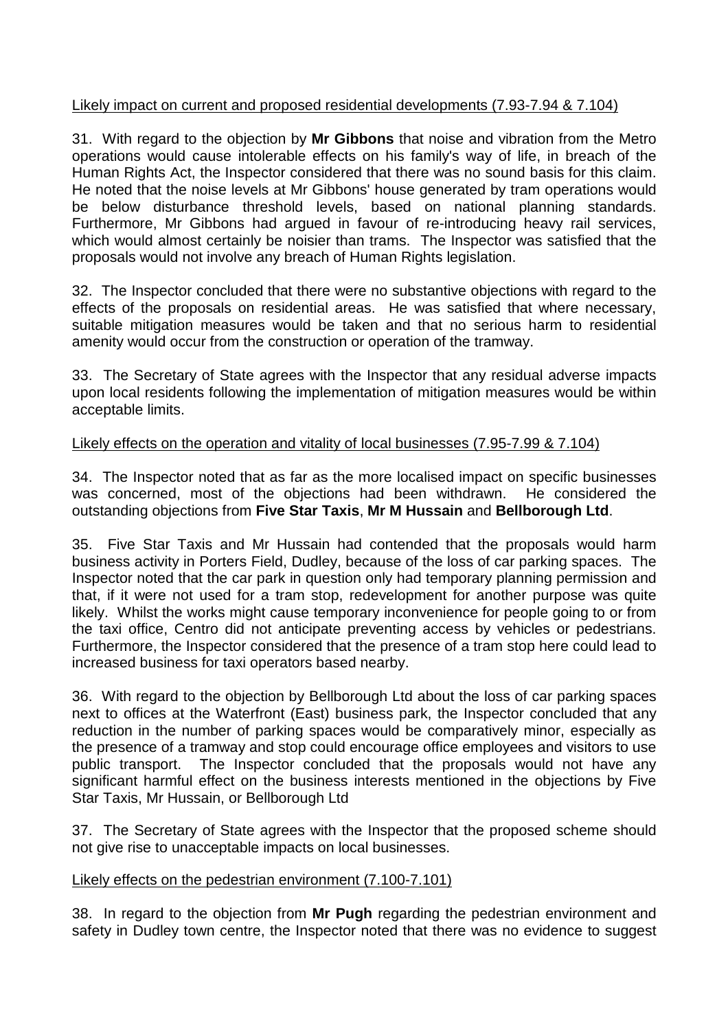Likely impact on current and proposed residential developments (7.93-7.94 & 7.104)

31. With regard to the objection by **Mr Gibbons** that noise and vibration from the Metro operations would cause intolerable effects on his family's way of life, in breach of the Human Rights Act, the Inspector considered that there was no sound basis for this claim. He noted that the noise levels at Mr Gibbons' house generated by tram operations would be below disturbance threshold levels, based on national planning standards. Furthermore, Mr Gibbons had argued in favour of re-introducing heavy rail services, which would almost certainly be noisier than trams. The Inspector was satisfied that the proposals would not involve any breach of Human Rights legislation.

32. The Inspector concluded that there were no substantive objections with regard to the effects of the proposals on residential areas. He was satisfied that where necessary, suitable mitigation measures would be taken and that no serious harm to residential amenity would occur from the construction or operation of the tramway.

33. The Secretary of State agrees with the Inspector that any residual adverse impacts upon local residents following the implementation of mitigation measures would be within acceptable limits.

Likely effects on the operation and vitality of local businesses (7.95-7.99 & 7.104)

34. The Inspector noted that as far as the more localised impact on specific businesses was concerned, most of the objections had been withdrawn. He considered the outstanding objections from **Five Star Taxis**, **Mr M Hussain** and **Bellborough Ltd**.

35. Five Star Taxis and Mr Hussain had contended that the proposals would harm business activity in Porters Field, Dudley, because of the loss of car parking spaces. The Inspector noted that the car park in question only had temporary planning permission and that, if it were not used for a tram stop, redevelopment for another purpose was quite likely. Whilst the works might cause temporary inconvenience for people going to or from the taxi office, Centro did not anticipate preventing access by vehicles or pedestrians. Furthermore, the Inspector considered that the presence of a tram stop here could lead to increased business for taxi operators based nearby.

36. With regard to the objection by Bellborough Ltd about the loss of car parking spaces next to offices at the Waterfront (East) business park, the Inspector concluded that any reduction in the number of parking spaces would be comparatively minor, especially as the presence of a tramway and stop could encourage office employees and visitors to use public transport. The Inspector concluded that the proposals would not have any significant harmful effect on the business interests mentioned in the objections by Five Star Taxis, Mr Hussain, or Bellborough Ltd

37. The Secretary of State agrees with the Inspector that the proposed scheme should not give rise to unacceptable impacts on local businesses.

Likely effects on the pedestrian environment (7.100-7.101)

38. In regard to the objection from **Mr Pugh** regarding the pedestrian environment and safety in Dudley town centre, the Inspector noted that there was no evidence to suggest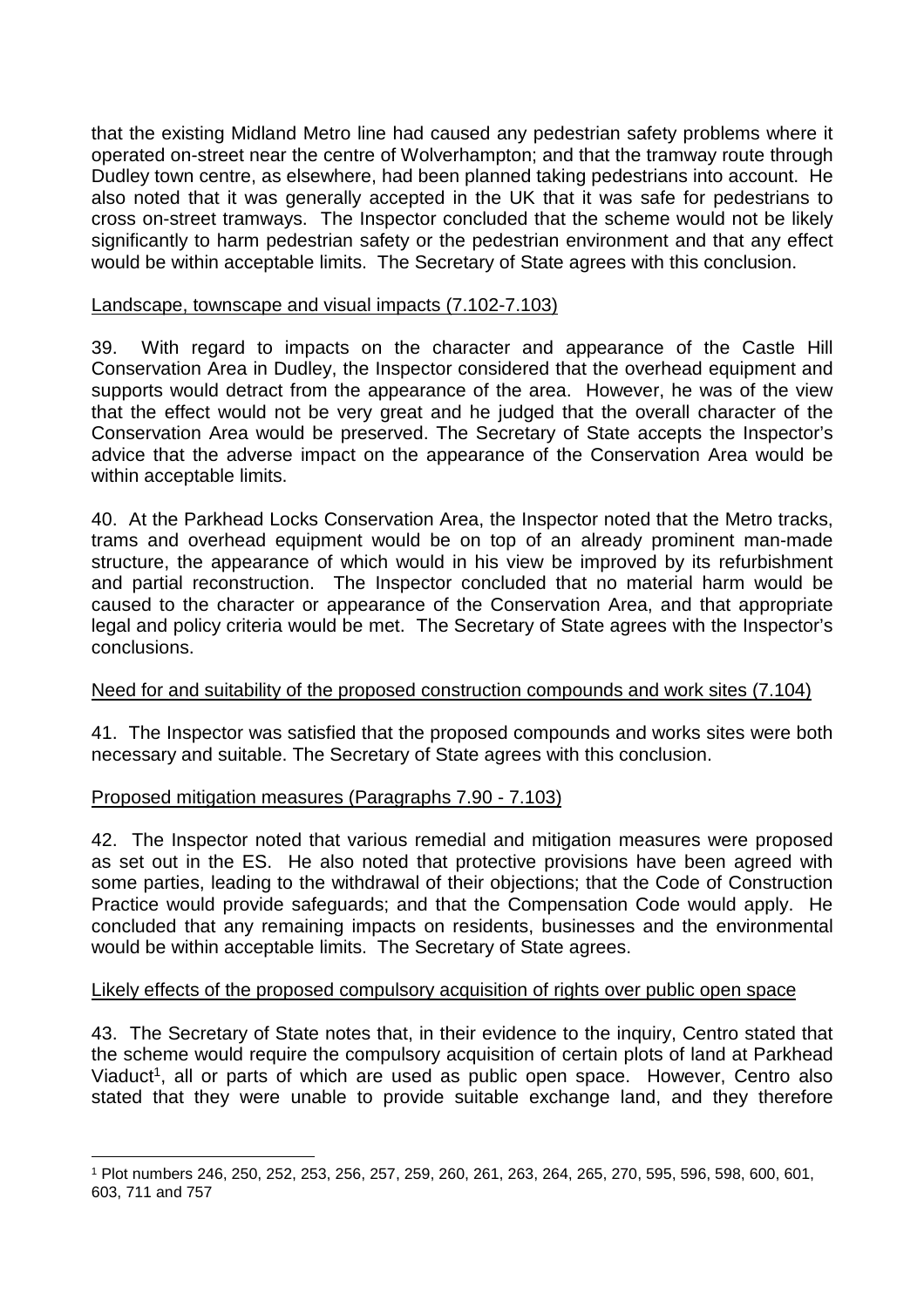that the existing Midland Metro line had caused any pedestrian safety problems where it operated on-street near the centre of Wolverhampton; and that the tramway route through Dudley town centre, as elsewhere, had been planned taking pedestrians into account. He also noted that it was generally accepted in the UK that it was safe for pedestrians to cross on-street tramways. The Inspector concluded that the scheme would not be likely significantly to harm pedestrian safety or the pedestrian environment and that any effect would be within acceptable limits. The Secretary of State agrees with this conclusion.

Landscape, townscape and visual impacts (7.102-7.103)

39. With regard to impacts on the character and appearance of the Castle Hill Conservation Area in Dudley, the Inspector considered that the overhead equipment and supports would detract from the appearance of the area. However, he was of the view that the effect would not be very great and he judged that the overall character of the Conservation Area would be preserved. The Secretary of State accepts the Inspector's advice that the adverse impact on the appearance of the Conservation Area would be within acceptable limits.

40. At the Parkhead Locks Conservation Area, the Inspector noted that the Metro tracks, trams and overhead equipment would be on top of an already prominent man-made structure, the appearance of which would in his view be improved by its refurbishment and partial reconstruction. The Inspector concluded that no material harm would be caused to the character or appearance of the Conservation Area, and that appropriate legal and policy criteria would be met. The Secretary of State agrees with the Inspector's conclusions.

Need for and suitability of the proposed construction compounds and work sites (7.104)

41. The Inspector was satisfied that the proposed compounds and works sites were both necessary and suitable. The Secretary of State agrees with this conclusion.

Proposed mitigation measures (Paragraphs 7.90 - 7.103)

42. The Inspector noted that various remedial and mitigation measures were proposed as set out in the ES. He also noted that protective provisions have been agreed with some parties, leading to the withdrawal of their objections; that the Code of Construction Practice would provide safeguards; and that the Compensation Code would apply. He concluded that any remaining impacts on residents, businesses and the environmental would be within acceptable limits. The Secretary of State agrees.

Likely effects of the proposed compulsory acquisition of rights over public open space

43. The Secretary of State notes that, in their evidence to the inquiry, Centro stated that the scheme would require the compulsory acquisition of certain plots of land at Parkhead Viaduct[1], all or parts of which are used as public open space. However, Centro also stated that they were unable to provide suitable exchange land, and they therefore

[1] Plot numbers 246, 250, 252, 253, 256, 257, 259, 260, 261, 263, 264, 265, 270, 595, 596, 598, 600, 601, 603, 711 and 757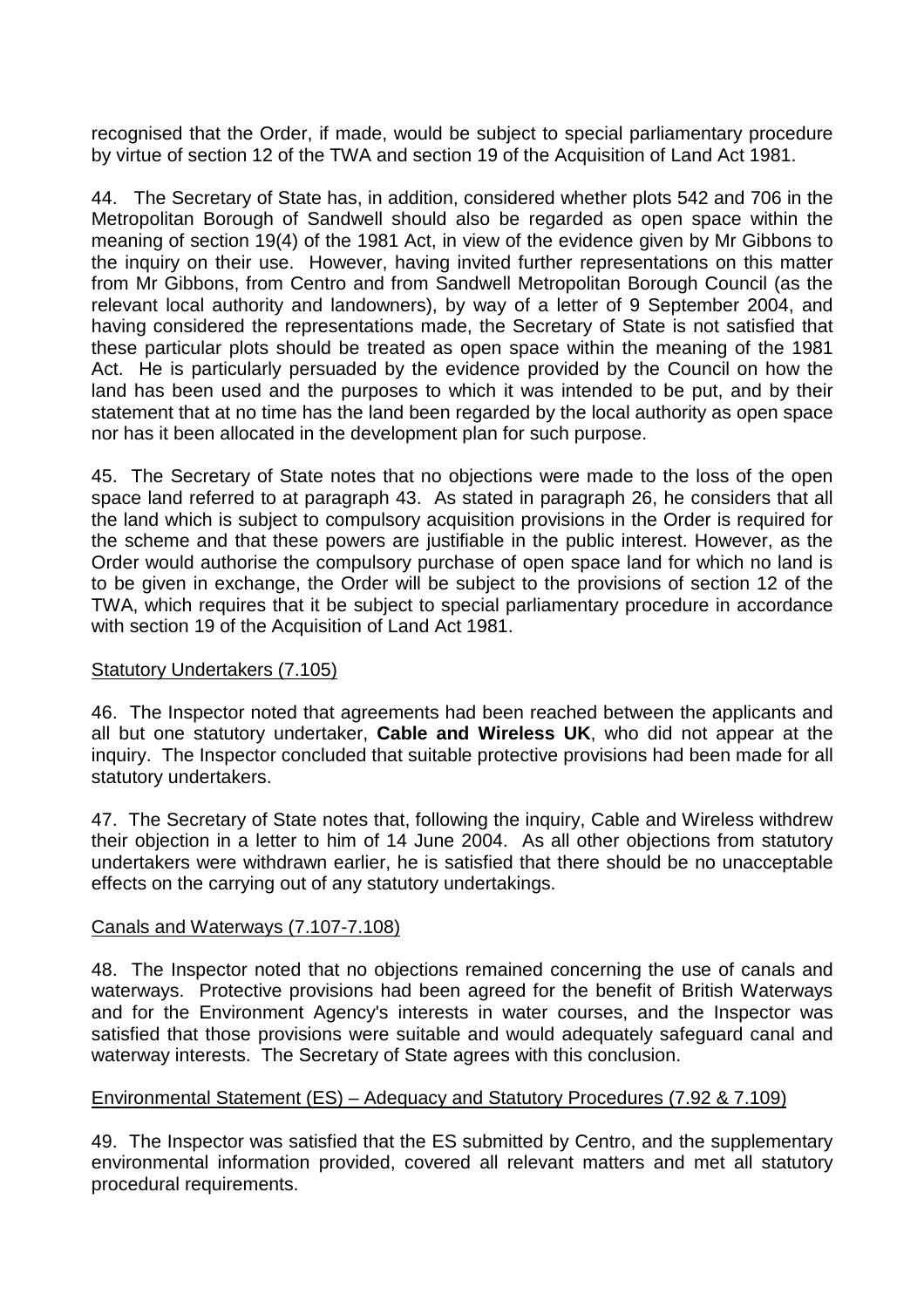recognised that the Order, if made, would be subject to special parliamentary procedure by virtue of section 12 of the TWA and section 19 of the Acquisition of Land Act 1981.

44. The Secretary of State has, in addition, considered whether plots 542 and 706 in the Metropolitan Borough of Sandwell should also be regarded as open space within the meaning of section 19(4) of the 1981 Act, in view of the evidence given by Mr Gibbons to the inquiry on their use. However, having invited further representations on this matter from Mr Gibbons, from Centro and from Sandwell Metropolitan Borough Council (as the relevant local authority and landowners), by way of a letter of 9 September 2004, and having considered the representations made, the Secretary of State is not satisfied that these particular plots should be treated as open space within the meaning of the 1981 Act. He is particularly persuaded by the evidence provided by the Council on how the land has been used and the purposes to which it was intended to be put, and by their statement that at no time has the land been regarded by the local authority as open space nor has it been allocated in the development plan for such purpose.

45. The Secretary of State notes that no objections were made to the loss of the open space land referred to at paragraph 43. As stated in paragraph 26, he considers that all the land which is subject to compulsory acquisition provisions in the Order is required for the scheme and that these powers are justifiable in the public interest. However, as the Order would authorise the compulsory purchase of open space land for which no land is to be given in exchange, the Order will be subject to the provisions of section 12 of the TWA, which requires that it be subject to special parliamentary procedure in accordance with section 19 of the Acquisition of Land Act 1981.

## Statutory Undertakers (7.105)

46. The Inspector noted that agreements had been reached between the applicants and all but one statutory undertaker, **Cable and Wireless UK**, who did not appear at the inquiry. The Inspector concluded that suitable protective provisions had been made for all statutory undertakers.

47. The Secretary of State notes that, following the inquiry, Cable and Wireless withdrew their objection in a letter to him of 14 June 2004. As all other objections from statutory undertakers were withdrawn earlier, he is satisfied that there should be no unacceptable effects on the carrying out of any statutory undertakings.

## Canals and Waterways (7.107-7.108)

48. The Inspector noted that no objections remained concerning the use of canals and waterways. Protective provisions had been agreed for the benefit of British Waterways and for the Environment Agency's interests in water courses, and the Inspector was satisfied that those provisions were suitable and would adequately safeguard canal and waterway interests. The Secretary of State agrees with this conclusion.

## Environmental Statement (ES) – Adequacy and Statutory Procedures (7.92 & 7.109)

49. The Inspector was satisfied that the ES submitted by Centro, and the supplementary environmental information provided, covered all relevant matters and met all statutory procedural requirements.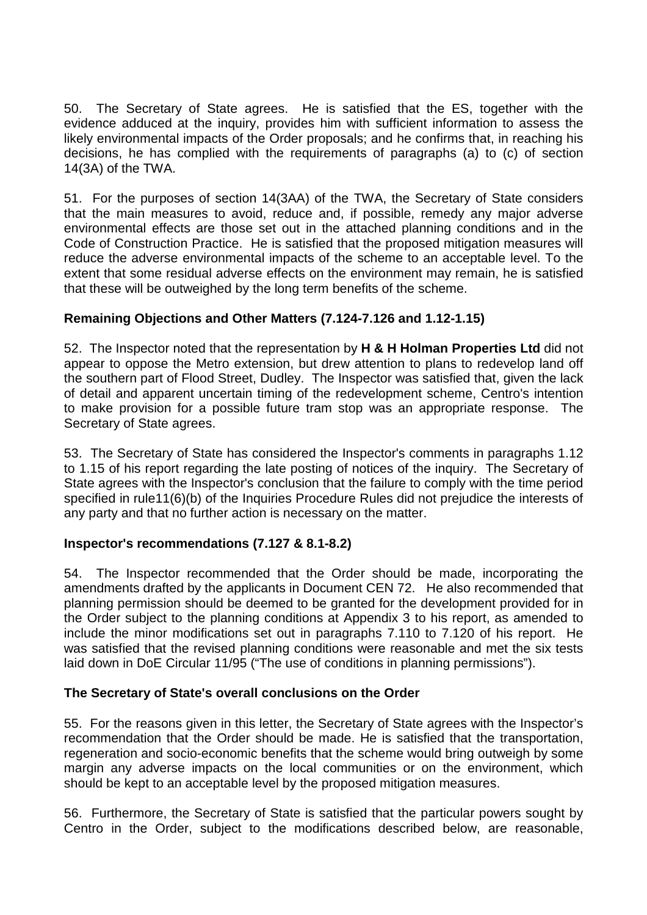50. The Secretary of State agrees. He is satisfied that the ES, together with the evidence adduced at the inquiry, provides him with sufficient information to assess the likely environmental impacts of the Order proposals; and he confirms that, in reaching his decisions, he has complied with the requirements of paragraphs (a) to (c) of section 14(3A) of the TWA.

51. For the purposes of section 14(3AA) of the TWA, the Secretary of State considers that the main measures to avoid, reduce and, if possible, remedy any major adverse environmental effects are those set out in the attached planning conditions and in the Code of Construction Practice. He is satisfied that the proposed mitigation measures will reduce the adverse environmental impacts of the scheme to an acceptable level. To the extent that some residual adverse effects on the environment may remain, he is satisfied that these will be outweighed by the long term benefits of the scheme.

### Remaining Objections and Other Matters (7.124-7.126 and 1.12-1.15)

52. The Inspector noted that the representation by **H & H Holman Properties Ltd** did not appear to oppose the Metro extension, but drew attention to plans to redevelop land off the southern part of Flood Street, Dudley. The Inspector was satisfied that, given the lack of detail and apparent uncertain timing of the redevelopment scheme, Centro's intention to make provision for a possible future tram stop was an appropriate response. The Secretary of State agrees.

53. The Secretary of State has considered the Inspector's comments in paragraphs 1.12 to 1.15 of his report regarding the late posting of notices of the inquiry. The Secretary of State agrees with the Inspector's conclusion that the failure to comply with the time period specified in rule11(6)(b) of the Inquiries Procedure Rules did not prejudice the interests of any party and that no further action is necessary on the matter.

### Inspector's recommendations (7.127 & 8.1-8.2)

54. The Inspector recommended that the Order should be made, incorporating the amendments drafted by the applicants in Document CEN 72. He also recommended that planning permission should be deemed to be granted for the development provided for in the Order subject to the planning conditions at Appendix 3 to his report, as amended to include the minor modifications set out in paragraphs 7.110 to 7.120 of his report. He was satisfied that the revised planning conditions were reasonable and met the six tests laid down in DoE Circular 11/95 ("The use of conditions in planning permissions").

### The Secretary of State's overall conclusions on the Order

55. For the reasons given in this letter, the Secretary of State agrees with the Inspector's recommendation that the Order should be made. He is satisfied that the transportation, regeneration and socio-economic benefits that the scheme would bring outweigh by some margin any adverse impacts on the local communities or on the environment, which should be kept to an acceptable level by the proposed mitigation measures.

56. Furthermore, the Secretary of State is satisfied that the particular powers sought by Centro in the Order, subject to the modifications described below, are reasonable,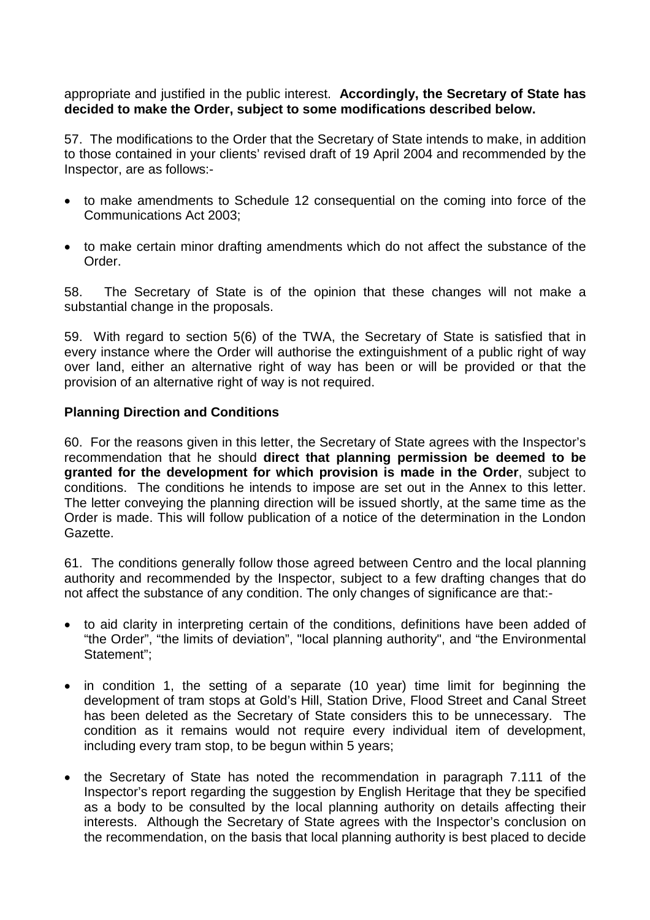appropriate and justified in the public interest. **Accordingly, the Secretary of State has decided to make the Order, subject to some modifications described below.**

57. The modifications to the Order that the Secretary of State intends to make, in addition to those contained in your clients' revised draft of 19 April 2004 and recommended by the Inspector, are as follows:-

- to make amendments to Schedule 12 consequential on the coming into force of the Communications Act 2003;
- to make certain minor drafting amendments which do not affect the substance of the Order.

58. The Secretary of State is of the opinion that these changes will not make a substantial change in the proposals.

59. With regard to section 5(6) of the TWA, the Secretary of State is satisfied that in every instance where the Order will authorise the extinguishment of a public right of way over land, either an alternative right of way has been or will be provided or that the provision of an alternative right of way is not required.

**Planning Direction and Conditions**

60. For the reasons given in this letter, the Secretary of State agrees with the Inspector's recommendation that he should **direct that planning permission be deemed to be granted for the development for which provision is made in the Order**, subject to conditions. The conditions he intends to impose are set out in the Annex to this letter. The letter conveying the planning direction will be issued shortly, at the same time as the Order is made. This will follow publication of a notice of the determination in the London Gazette.

61. The conditions generally follow those agreed between Centro and the local planning authority and recommended by the Inspector, subject to a few drafting changes that do not affect the substance of any condition. The only changes of significance are that:-

- to aid clarity in interpreting certain of the conditions, definitions have been added of "the Order", "the limits of deviation", "local planning authority", and "the Environmental Statement";
- in condition 1, the setting of a separate (10 year) time limit for beginning the development of tram stops at Gold's Hill, Station Drive, Flood Street and Canal Street has been deleted as the Secretary of State considers this to be unnecessary. The condition as it remains would not require every individual item of development, including every tram stop, to be begun within 5 years;
- the Secretary of State has noted the recommendation in paragraph 7.111 of the Inspector's report regarding the suggestion by English Heritage that they be specified as a body to be consulted by the local planning authority on details affecting their interests. Although the Secretary of State agrees with the Inspector's conclusion on the recommendation, on the basis that local planning authority is best placed to decide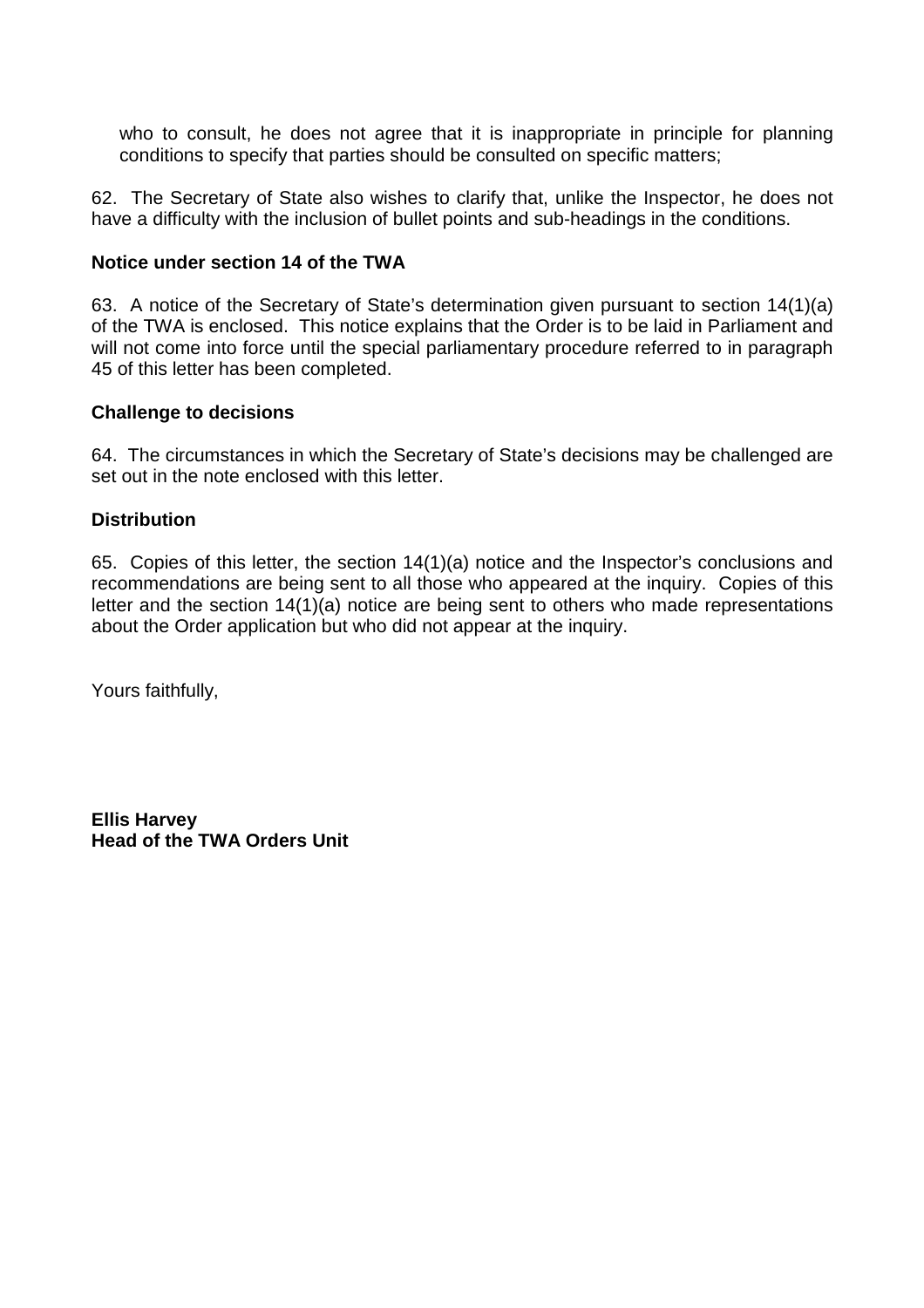who to consult, he does not agree that it is inappropriate in principle for planning conditions to specify that parties should be consulted on specific matters;

62. The Secretary of State also wishes to clarify that, unlike the Inspector, he does not have a difficulty with the inclusion of bullet points and sub-headings in the conditions.

**Notice under section 14 of the TWA**

63. A notice of the Secretary of State's determination given pursuant to section 14(1)(a) of the TWA is enclosed. This notice explains that the Order is to be laid in Parliament and will not come into force until the special parliamentary procedure referred to in paragraph 45 of this letter has been completed.

**Challenge to decisions**

64. The circumstances in which the Secretary of State's decisions may be challenged are set out in the note enclosed with this letter.

**Distribution**

65. Copies of this letter, the section 14(1)(a) notice and the Inspector's conclusions and recommendations are being sent to all those who appeared at the inquiry. Copies of this letter and the section 14(1)(a) notice are being sent to others who made representations about the Order application but who did not appear at the inquiry.

Yours faithfully,

**Ellis Harvey**
**Head of the TWA Orders Unit**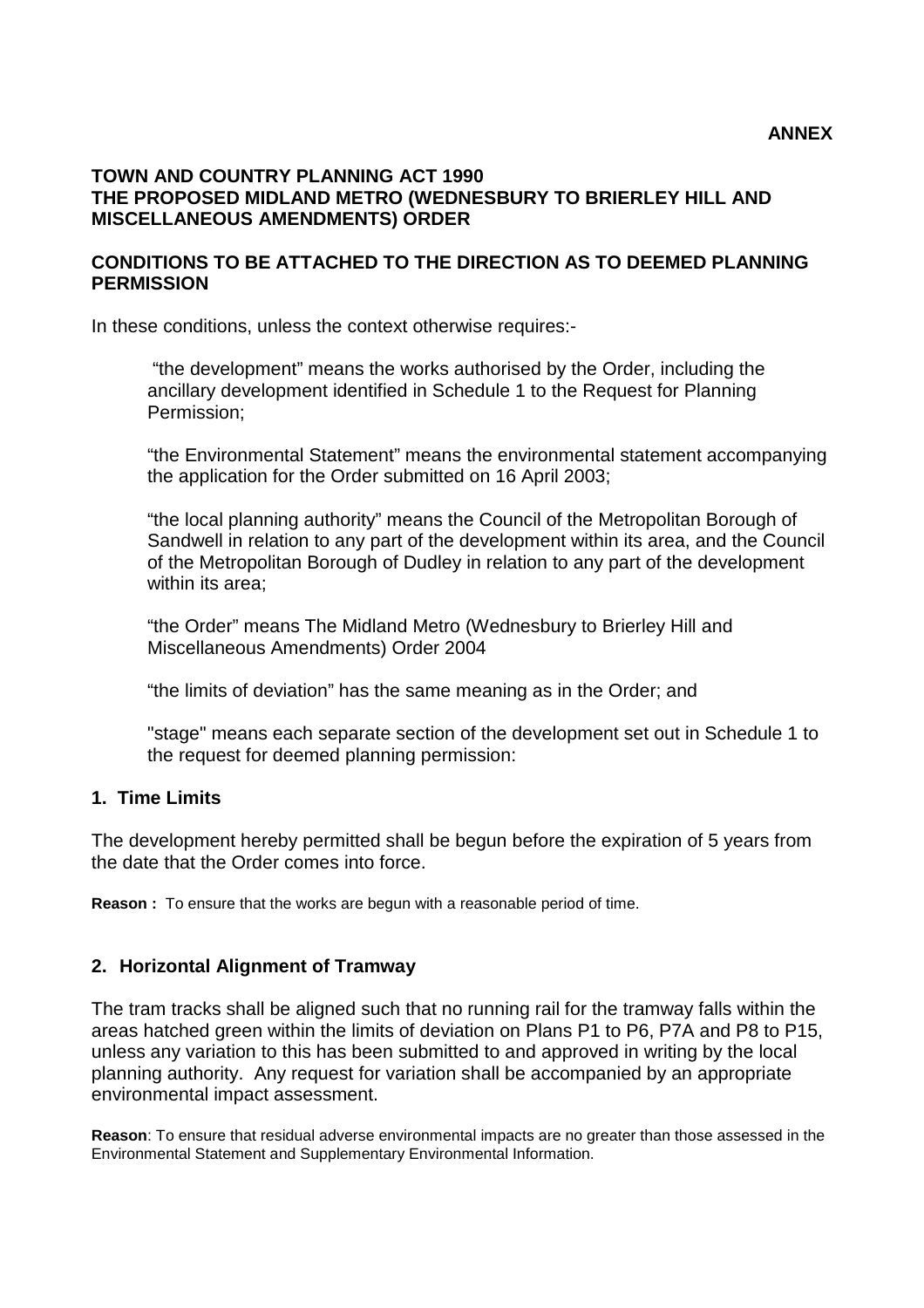**ANNEX**

**TOWN AND COUNTRY PLANNING ACT 1990**
**THE PROPOSED MIDLAND METRO (WEDNESBURY TO BRIERLEY HILL AND MISCELLANEOUS AMENDMENTS) ORDER**

**CONDITIONS TO BE ATTACHED TO THE DIRECTION AS TO DEEMED PLANNING PERMISSION**

In these conditions, unless the context otherwise requires:-

> "the development" means the works authorised by the Order, including the ancillary development identified in Schedule 1 to the Request for Planning Permission;
>
> "the Environmental Statement" means the environmental statement accompanying the application for the Order submitted on 16 April 2003;
>
> "the local planning authority" means the Council of the Metropolitan Borough of Sandwell in relation to any part of the development within its area, and the Council of the Metropolitan Borough of Dudley in relation to any part of the development within its area;
>
> "the Order" means The Midland Metro (Wednesbury to Brierley Hill and Miscellaneous Amendments) Order 2004
>
> "the limits of deviation" has the same meaning as in the Order; and
>
> "stage" means each separate section of the development set out in Schedule 1 to the request for deemed planning permission:

## 1. Time Limits

The development hereby permitted shall be begun before the expiration of 5 years from the date that the Order comes into force.

**Reason :** To ensure that the works are begun with a reasonable period of time.

## 2. Horizontal Alignment of Tramway

The tram tracks shall be aligned such that no running rail for the tramway falls within the areas hatched green within the limits of deviation on Plans P1 to P6, P7A and P8 to P15, unless any variation to this has been submitted to and approved in writing by the local planning authority. Any request for variation shall be accompanied by an appropriate environmental impact assessment.

**Reason**: To ensure that residual adverse environmental impacts are no greater than those assessed in the Environmental Statement and Supplementary Environmental Information.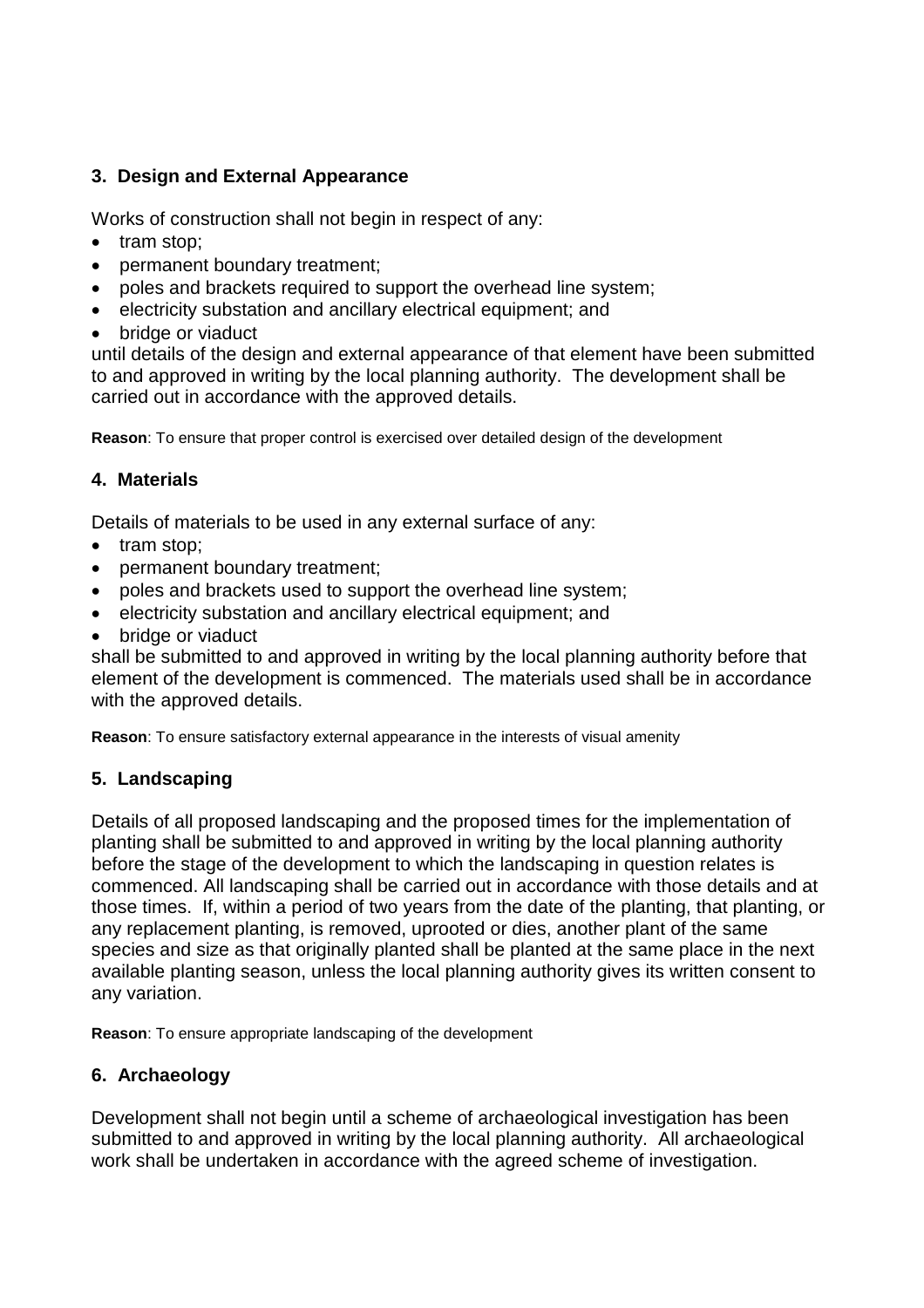### 3. Design and External Appearance

Works of construction shall not begin in respect of any:

- tram stop;
- permanent boundary treatment;
- poles and brackets required to support the overhead line system;
- electricity substation and ancillary electrical equipment; and
- bridge or viaduct

until details of the design and external appearance of that element have been submitted to and approved in writing by the local planning authority. The development shall be carried out in accordance with the approved details.

**Reason**: To ensure that proper control is exercised over detailed design of the development

### 4. Materials

Details of materials to be used in any external surface of any:

- tram stop;
- permanent boundary treatment;
- poles and brackets used to support the overhead line system;
- electricity substation and ancillary electrical equipment; and
- bridge or viaduct

shall be submitted to and approved in writing by the local planning authority before that element of the development is commenced. The materials used shall be in accordance with the approved details.

**Reason**: To ensure satisfactory external appearance in the interests of visual amenity

### 5. Landscaping

Details of all proposed landscaping and the proposed times for the implementation of planting shall be submitted to and approved in writing by the local planning authority before the stage of the development to which the landscaping in question relates is commenced. All landscaping shall be carried out in accordance with those details and at those times. If, within a period of two years from the date of the planting, that planting, or any replacement planting, is removed, uprooted or dies, another plant of the same species and size as that originally planted shall be planted at the same place in the next available planting season, unless the local planning authority gives its written consent to any variation.

**Reason**: To ensure appropriate landscaping of the development

### 6. Archaeology

Development shall not begin until a scheme of archaeological investigation has been submitted to and approved in writing by the local planning authority. All archaeological work shall be undertaken in accordance with the agreed scheme of investigation.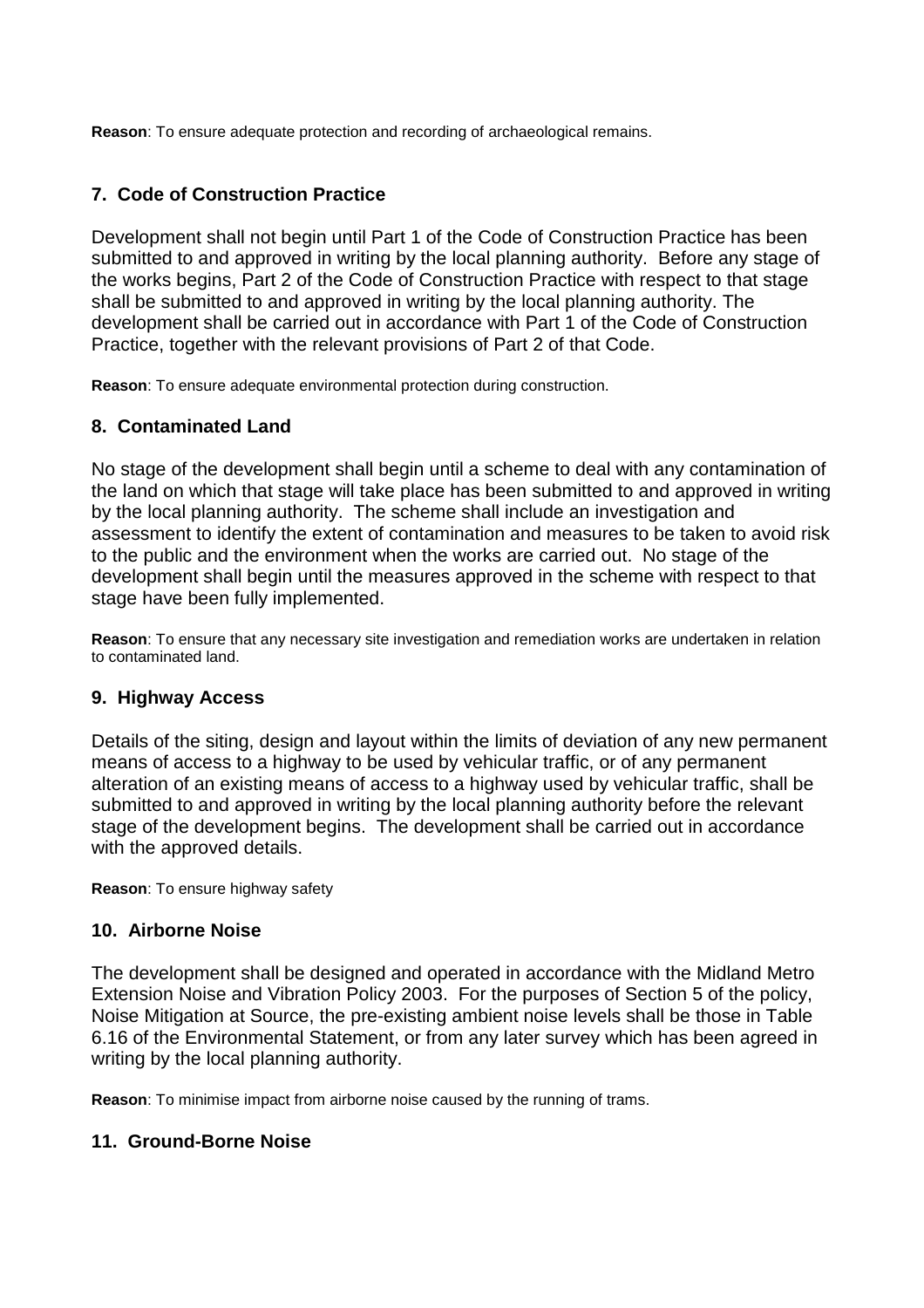**Reason**: To ensure adequate protection and recording of archaeological remains.

### 7. Code of Construction Practice

Development shall not begin until Part 1 of the Code of Construction Practice has been submitted to and approved in writing by the local planning authority. Before any stage of the works begins, Part 2 of the Code of Construction Practice with respect to that stage shall be submitted to and approved in writing by the local planning authority. The development shall be carried out in accordance with Part 1 of the Code of Construction Practice, together with the relevant provisions of Part 2 of that Code.

**Reason**: To ensure adequate environmental protection during construction.

### 8. Contaminated Land

No stage of the development shall begin until a scheme to deal with any contamination of the land on which that stage will take place has been submitted to and approved in writing by the local planning authority. The scheme shall include an investigation and assessment to identify the extent of contamination and measures to be taken to avoid risk to the public and the environment when the works are carried out. No stage of the development shall begin until the measures approved in the scheme with respect to that stage have been fully implemented.

**Reason**: To ensure that any necessary site investigation and remediation works are undertaken in relation to contaminated land.

### 9. Highway Access

Details of the siting, design and layout within the limits of deviation of any new permanent means of access to a highway to be used by vehicular traffic, or of any permanent alteration of an existing means of access to a highway used by vehicular traffic, shall be submitted to and approved in writing by the local planning authority before the relevant stage of the development begins. The development shall be carried out in accordance with the approved details.

**Reason**: To ensure highway safety

### 10. Airborne Noise

The development shall be designed and operated in accordance with the Midland Metro Extension Noise and Vibration Policy 2003. For the purposes of Section 5 of the policy, Noise Mitigation at Source, the pre-existing ambient noise levels shall be those in Table 6.16 of the Environmental Statement, or from any later survey which has been agreed in writing by the local planning authority.

**Reason**: To minimise impact from airborne noise caused by the running of trams.

### 11. Ground-Borne Noise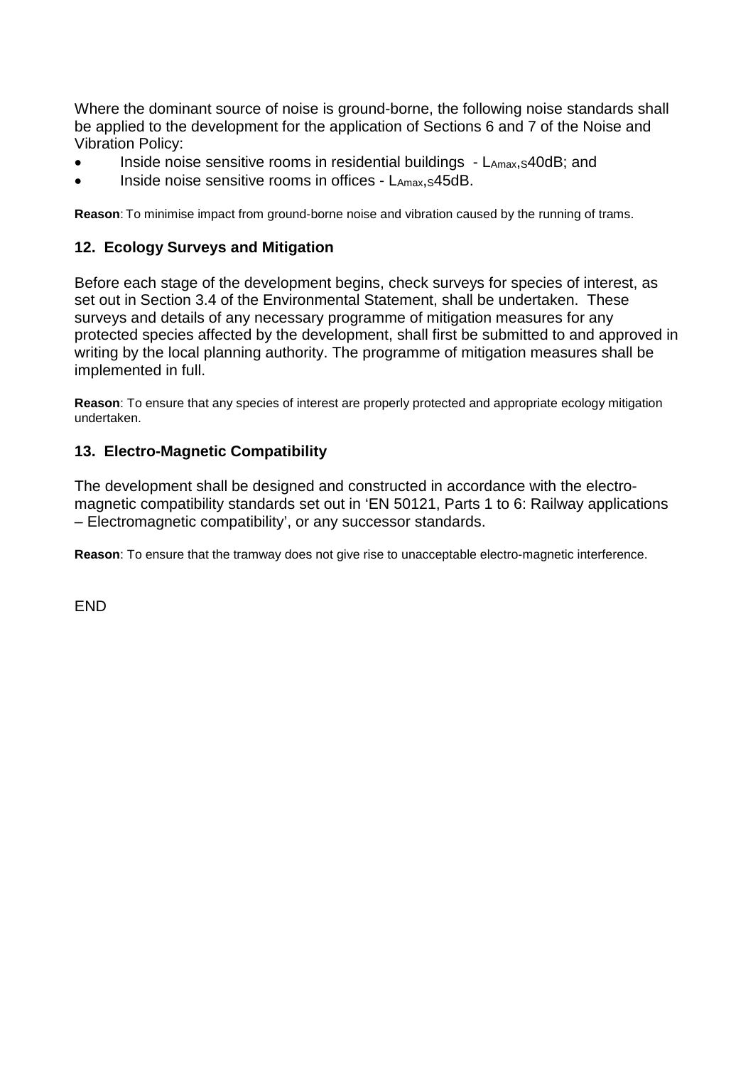Where the dominant source of noise is ground-borne, the following noise standards shall be applied to the development for the application of Sections 6 and 7 of the Noise and Vibration Policy:

- Inside noise sensitive rooms in residential buildings - $L_{Amax,S}$40dB; and
- Inside noise sensitive rooms in offices - $L_{Amax,S}$45dB.

**Reason**: To minimise impact from ground-borne noise and vibration caused by the running of trams.

### 12. Ecology Surveys and Mitigation

Before each stage of the development begins, check surveys for species of interest, as set out in Section 3.4 of the Environmental Statement, shall be undertaken. These surveys and details of any necessary programme of mitigation measures for any protected species affected by the development, shall first be submitted to and approved in writing by the local planning authority. The programme of mitigation measures shall be implemented in full.

**Reason**: To ensure that any species of interest are properly protected and appropriate ecology mitigation undertaken.

### 13. Electro-Magnetic Compatibility

The development shall be designed and constructed in accordance with the electro-magnetic compatibility standards set out in 'EN 50121, Parts 1 to 6: Railway applications – Electromagnetic compatibility', or any successor standards.

**Reason**: To ensure that the tramway does not give rise to unacceptable electro-magnetic interference.

END